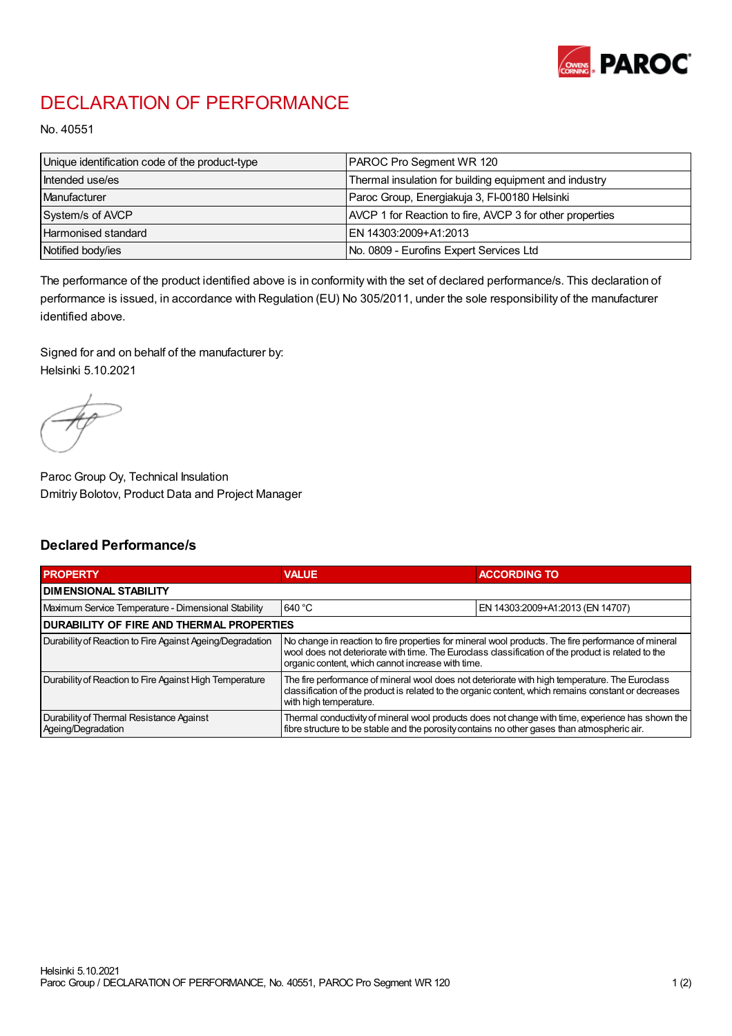# DECLARATION OF PERFORMANCE

No. 40551

| Unique identification code of the product-type | PAROC Pro Segment WR 120 |
|---|---|
| Intended use/es | Thermal insulation for building equipment and industry |
| Manufacturer | Paroc Group, Energiakuja 3, FI-00180 Helsinki |
| System/s of AVCP | AVCP 1 for Reaction to fire, AVCP 3 for other properties |
| Harmonised standard | EN 14303:2009+A1:2013 |
| Notified body/ies | No. 0809 - Eurofins Expert Services Ltd |

The performance of the product identified above is in conformity with the set of declared performance/s. This declaration of performance is issued, in accordance with Regulation (EU) No 305/2011, under the sole responsibility of the manufacturer identified above.

Signed for and on behalf of the manufacturer by:
Helsinki 5.10.2021

Paroc Group Oy, Technical Insulation
Dmitriy Bolotov, Product Data and Project Manager

## Declared Performance/s

| PROPERTY | VALUE | ACCORDING TO |
|---|---|---|
| **DIMENSIONAL STABILITY** | | |
| Maximum Service Temperature - Dimensional Stability | 640 °C | EN 14303:2009+A1:2013 (EN 14707) |
| **DURABILITY OF FIRE AND THERMAL PROPERTIES** | | |
| Durability of Reaction to Fire Against Ageing/Degradation | No change in reaction to fire properties for mineral wool products. The fire performance of mineral wool does not deteriorate with time. The Euroclass classification of the product is related to the organic content, which cannot increase with time. | |
| Durability of Reaction to Fire Against High Temperature | The fire performance of mineral wool does not deteriorate with high temperature. The Euroclass classification of the product is related to the organic content, which remains constant or decreases with high temperature. | |
| Durability of Thermal Resistance Against Ageing/Degradation | Thermal conductivity of mineral wool products does not change with time, experience has shown the fibre structure to be stable and the porosity contains no other gases than atmospheric air. | |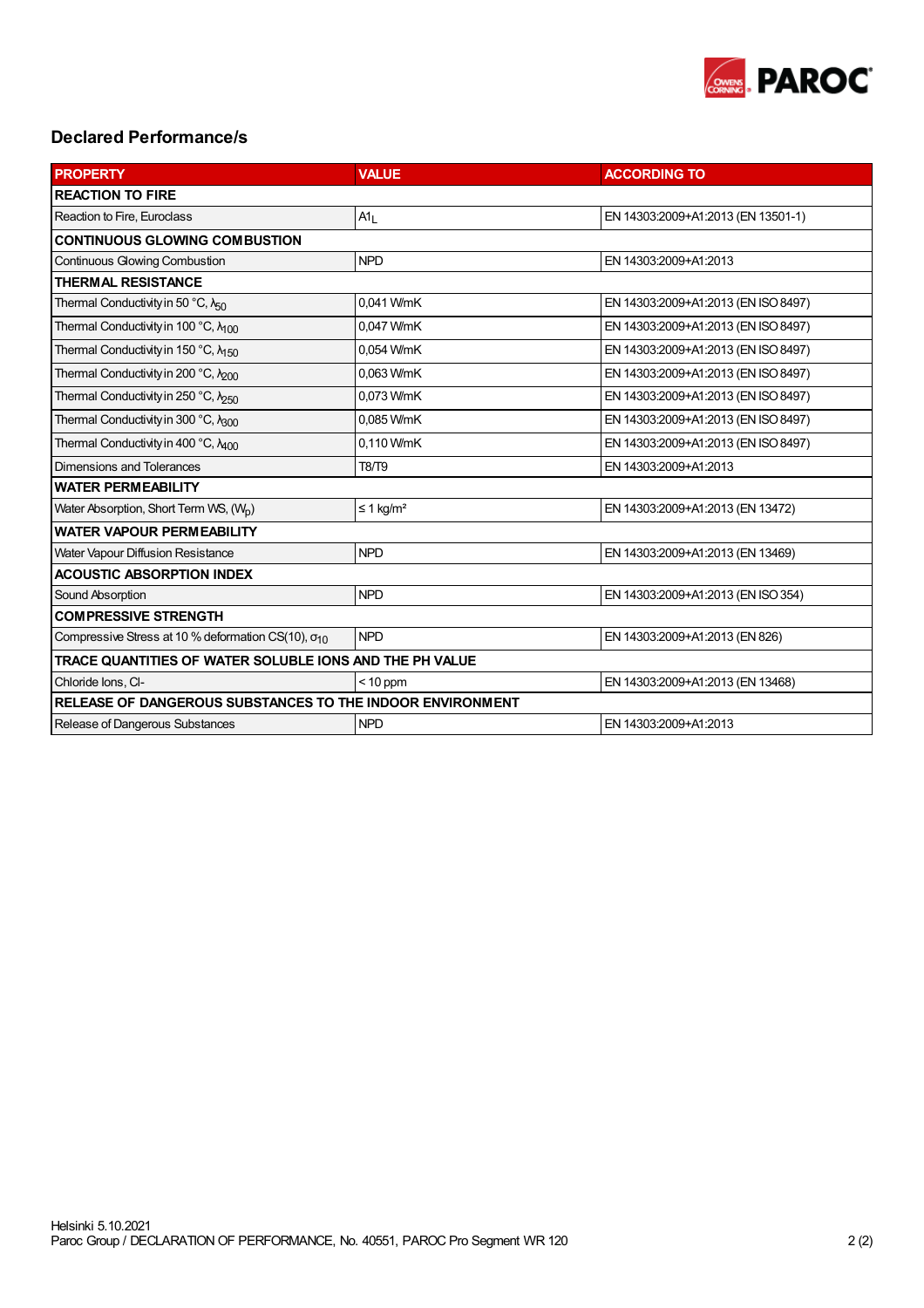## Declared Performance/s

| PROPERTY | VALUE | ACCORDING TO |
|---|---|---|
| **REACTION TO FIRE** | | |
| Reaction to Fire, Euroclass | $A1_L$ | EN 14303:2009+A1:2013 (EN 13501-1) |
| **CONTINUOUS GLOWING COMBUSTION** | | |
| Continuous Glowing Combustion | NPD | EN 14303:2009+A1:2013 |
| **THERMAL RESISTANCE** | | |
| Thermal Conductivity in 50 °C, $\lambda_{50}$ | 0,041 W/mK | EN 14303:2009+A1:2013 (EN ISO 8497) |
| Thermal Conductivity in 100 °C, $\lambda_{100}$ | 0,047 W/mK | EN 14303:2009+A1:2013 (EN ISO 8497) |
| Thermal Conductivity in 150 °C, $\lambda_{150}$ | 0,054 W/mK | EN 14303:2009+A1:2013 (EN ISO 8497) |
| Thermal Conductivity in 200 °C, $\lambda_{200}$ | 0,063 W/mK | EN 14303:2009+A1:2013 (EN ISO 8497) |
| Thermal Conductivity in 250 °C, $\lambda_{250}$ | 0,073 W/mK | EN 14303:2009+A1:2013 (EN ISO 8497) |
| Thermal Conductivity in 300 °C, $\lambda_{300}$ | 0,085 W/mK | EN 14303:2009+A1:2013 (EN ISO 8497) |
| Thermal Conductivity in 400 °C, $\lambda_{400}$ | 0,110 W/mK | EN 14303:2009+A1:2013 (EN ISO 8497) |
| Dimensions and Tolerances | T8/T9 | EN 14303:2009+A1:2013 |
| **WATER PERMEABILITY** | | |
| Water Absorption, Short Term WS, ($W_p$) | ≤ 1 kg/m² | EN 14303:2009+A1:2013 (EN 13472) |
| **WATER VAPOUR PERMEABILITY** | | |
| Water Vapour Diffusion Resistance | NPD | EN 14303:2009+A1:2013 (EN 13469) |
| **ACOUSTIC ABSORPTION INDEX** | | |
| Sound Absorption | NPD | EN 14303:2009+A1:2013 (EN ISO 354) |
| **COMPRESSIVE STRENGTH** | | |
| Compressive Stress at 10 % deformation CS(10), $\sigma_{10}$ | NPD | EN 14303:2009+A1:2013 (EN 826) |
| **TRACE QUANTITIES OF WATER SOLUBLE IONS AND THE PH VALUE** | | |
| Chloride Ions, Cl- | < 10 ppm | EN 14303:2009+A1:2013 (EN 13468) |
| **RELEASE OF DANGEROUS SUBSTANCES TO THE INDOOR ENVIRONMENT** | | |
| Release of Dangerous Substances | NPD | EN 14303:2009+A1:2013 |

Helsinki 5.10.2021
Paroc Group / DECLARATION OF PERFORMANCE, No. 40551, PAROC Pro Segment WR 120